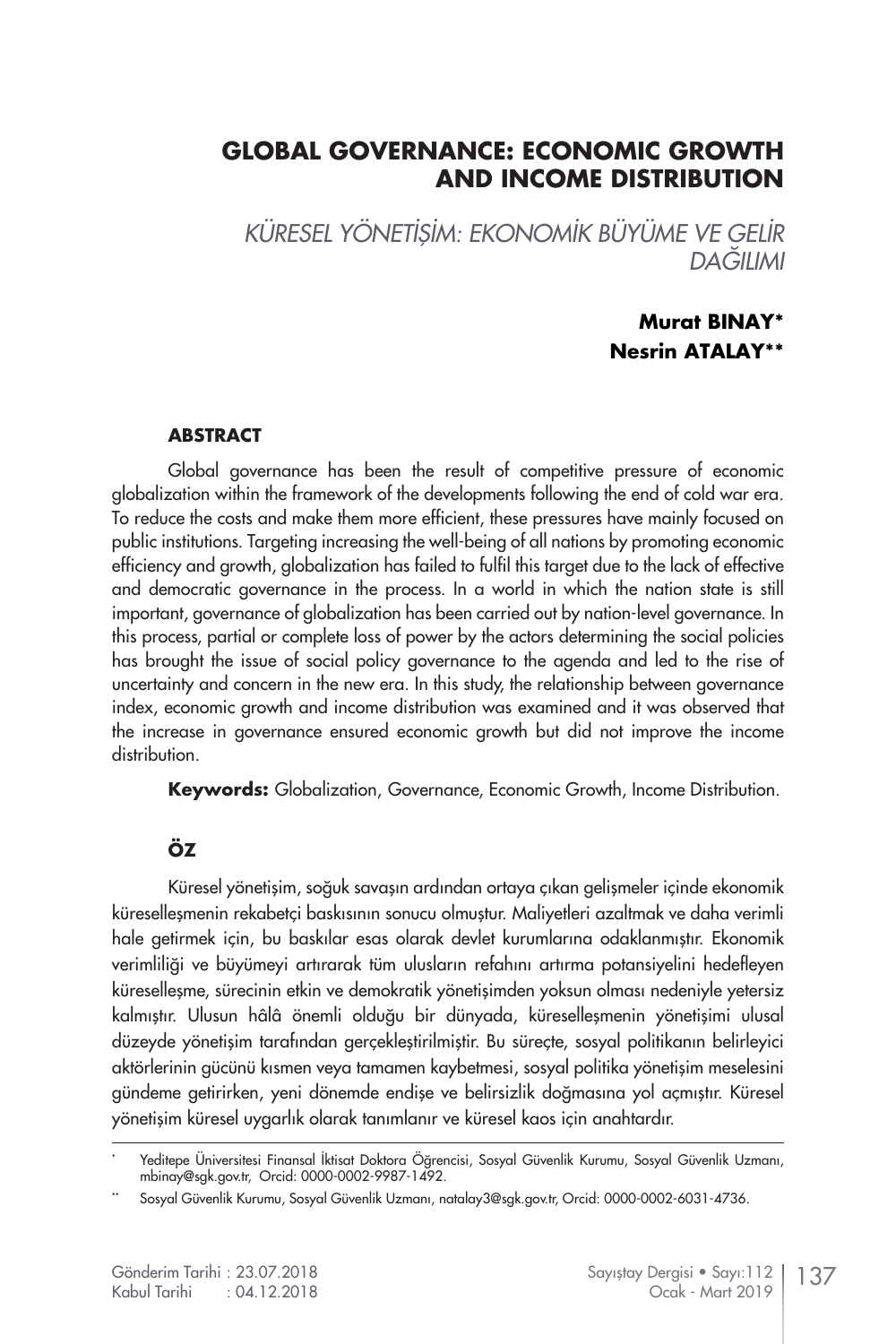# GLOBAL GOVERNANCE: ECONOMIC GROWTH AND INCOME DISTRIBUTION

*KÜRESEL YÖNETİŞİM: EKONOMİK BÜYÜME VE GELİR DAĞILIMI*

**Murat BINAY***
**Nesrin ATALAY****

## ABSTRACT

Global governance has been the result of competitive pressure of economic globalization within the framework of the developments following the end of cold war era. To reduce the costs and make them more efficient, these pressures have mainly focused on public institutions. Targeting increasing the well-being of all nations by promoting economic efficiency and growth, globalization has failed to fulfil this target due to the lack of effective and democratic governance in the process. In a world in which the nation state is still important, governance of globalization has been carried out by nation-level governance. In this process, partial or complete loss of power by the actors determining the social policies has brought the issue of social policy governance to the agenda and led to the rise of uncertainty and concern in the new era. In this study, the relationship between governance index, economic growth and income distribution was examined and it was observed that the increase in governance ensured economic growth but did not improve the income distribution.

**Keywords:** Globalization, Governance, Economic Growth, Income Distribution.

## ÖZ

Küresel yönetişim, soğuk savaşın ardından ortaya çıkan gelişmeler içinde ekonomik küreselleşmenin rekabetçi baskısının sonucu olmuştur. Maliyetleri azaltmak ve daha verimli hale getirmek için, bu baskılar esas olarak devlet kurumlarına odaklanmıştır. Ekonomik verimliliği ve büyümeyi artırarak tüm ulusların refahını artırma potansiyelini hedefleyen küreselleşme, sürecinin etkin ve demokratik yönetişimden yoksun olması nedeniyle yetersiz kalmıştır. Ulusun hâlâ önemli olduğu bir dünyada, küreselleşmenin yönetişimi ulusal düzeyde yönetişim tarafından gerçekleştirilmiştir. Bu süreçte, sosyal politikanın belirleyici aktörlerinin gücünü kısmen veya tamamen kaybetmesi, sosyal politika yönetişim meselesini gündeme getirirken, yeni dönemde endişe ve belirsizlik doğmasına yol açmıştır. Küresel yönetişim küresel uygarlık olarak tanımlanır ve küresel kaos için anahtardır.

---

\* Yeditepe Üniversitesi Finansal İktisat Doktora Öğrencisi, Sosyal Güvenlik Kurumu, Sosyal Güvenlik Uzmanı, mbinay@sgk.gov.tr, Orcid: 0000-0002-9987-1492.

\*\* Sosyal Güvenlik Kurumu, Sosyal Güvenlik Uzmanı, natalay3@sgk.gov.tr, Orcid: 0000-0002-6031-4736.

Gönderim Tarihi : 23.07.2018
Kabul Tarihi : 04.12.2018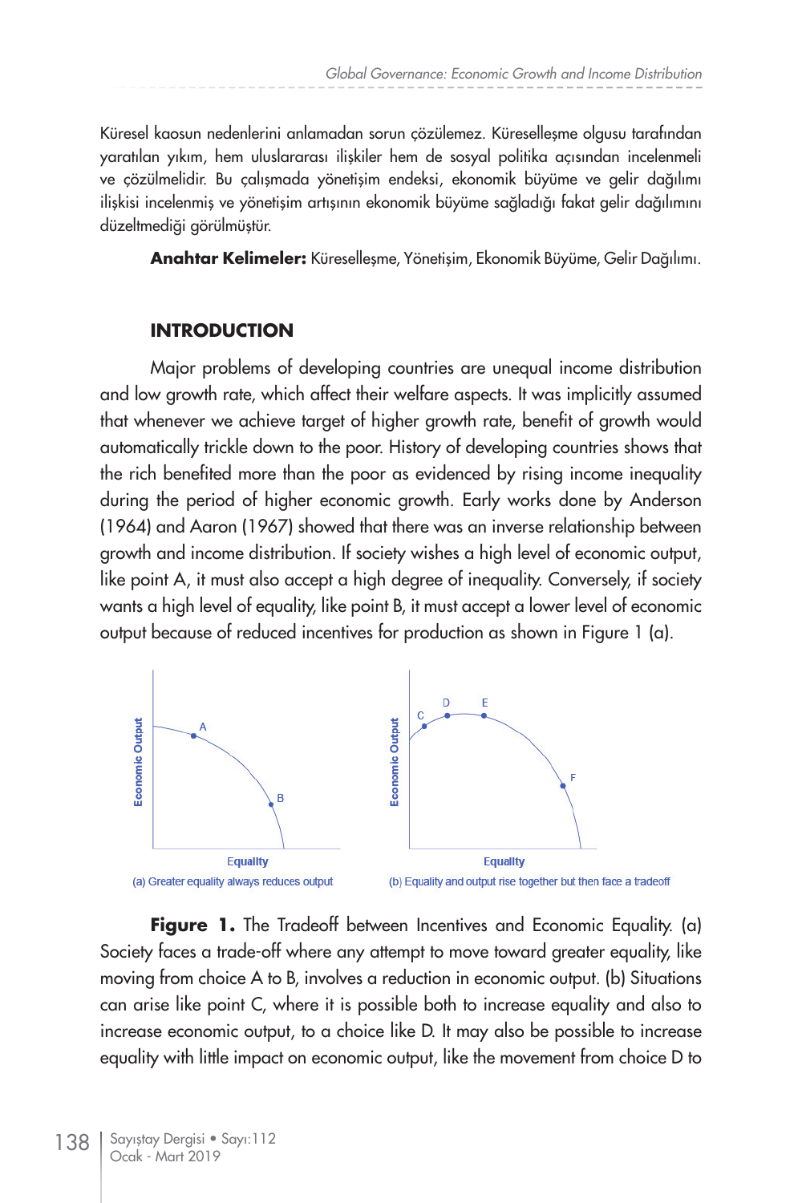Küresel kaosun nedenlerini anlamadan sorun çözülemez. Küreselleşme olgusu tarafından yaratılan yıkım, hem uluslararası ilişkiler hem de sosyal politika açısından incelenmeli ve çözülmelidir. Bu çalışmada yönetişim endeksi, ekonomik büyüme ve gelir dağılımı ilişkisi incelenmiş ve yönetişim artışının ekonomik büyüme sağladığı fakat gelir dağılımını düzeltmediği görülmüştür.

**Anahtar Kelimeler:** Küreselleşme, Yönetişim, Ekonomik Büyüme, Gelir Dağılımı.

## INTRODUCTION

Major problems of developing countries are unequal income distribution and low growth rate, which affect their welfare aspects. It was implicitly assumed that whenever we achieve target of higher growth rate, benefit of growth would automatically trickle down to the poor. History of developing countries shows that the rich benefited more than the poor as evidenced by rising income inequality during the period of higher economic growth. Early works done by Anderson (1964) and Aaron (1967) showed that there was an inverse relationship between growth and income distribution. If society wishes a high level of economic output, like point A, it must also accept a high degree of inequality. Conversely, if society wants a high level of equality, like point B, it must accept a lower level of economic output because of reduced incentives for production as shown in Figure 1 (a).

(a) Greater equality always reduces output

(b) Equality and output rise together but then face a tradeoff

**Figure 1.** The Tradeoff between Incentives and Economic Equality. (a) Society faces a trade-off where any attempt to move toward greater equality, like moving from choice A to B, involves a reduction in economic output. (b) Situations can arise like point C, where it is possible both to increase equality and also to increase economic output, to a choice like D. It may also be possible to increase equality with little impact on economic output, like the movement from choice D to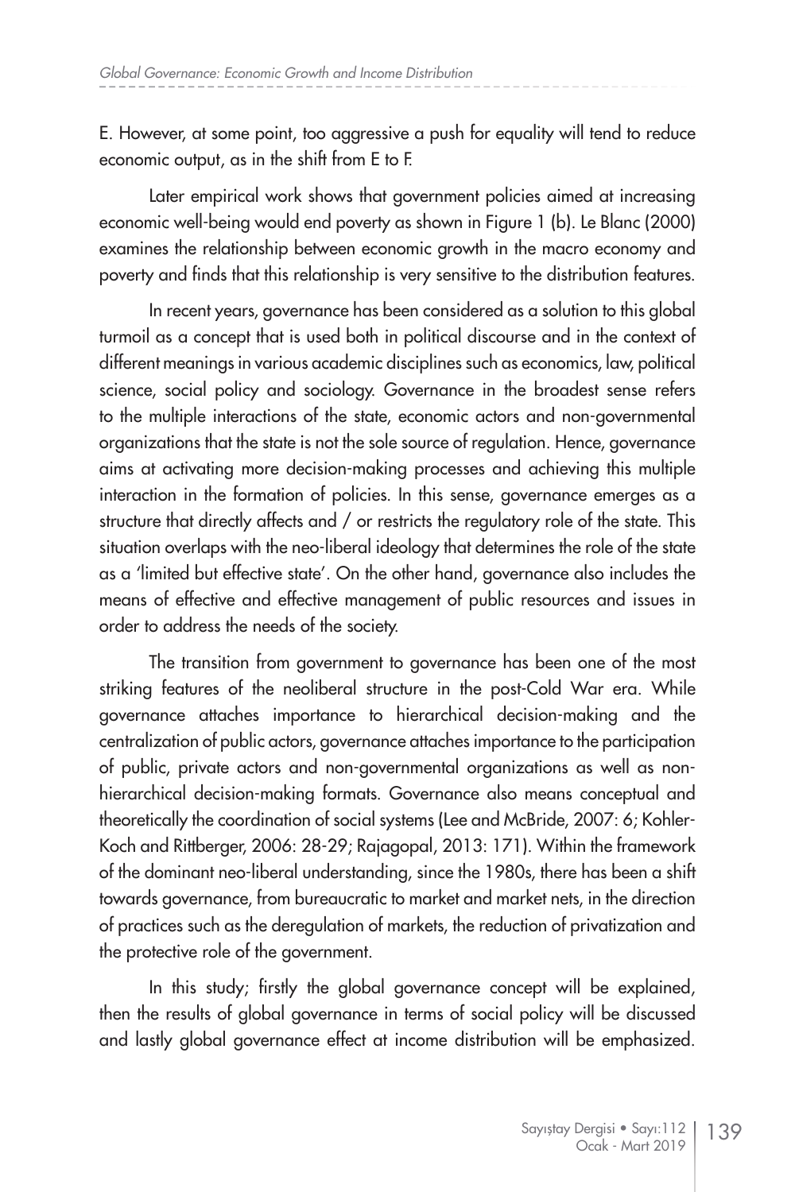E. However, at some point, too aggressive a push for equality will tend to reduce economic output, as in the shift from E to F.

Later empirical work shows that government policies aimed at increasing economic well-being would end poverty as shown in Figure 1 (b). Le Blanc (2000) examines the relationship between economic growth in the macro economy and poverty and finds that this relationship is very sensitive to the distribution features.

In recent years, governance has been considered as a solution to this global turmoil as a concept that is used both in political discourse and in the context of different meanings in various academic disciplines such as economics, law, political science, social policy and sociology. Governance in the broadest sense refers to the multiple interactions of the state, economic actors and non-governmental organizations that the state is not the sole source of regulation. Hence, governance aims at activating more decision-making processes and achieving this multiple interaction in the formation of policies. In this sense, governance emerges as a structure that directly affects and / or restricts the regulatory role of the state. This situation overlaps with the neo-liberal ideology that determines the role of the state as a 'limited but effective state'. On the other hand, governance also includes the means of effective and effective management of public resources and issues in order to address the needs of the society.

The transition from government to governance has been one of the most striking features of the neoliberal structure in the post-Cold War era. While governance attaches importance to hierarchical decision-making and the centralization of public actors, governance attaches importance to the participation of public, private actors and non-governmental organizations as well as non-hierarchical decision-making formats. Governance also means conceptual and theoretically the coordination of social systems (Lee and McBride, 2007: 6; Kohler-Koch and Rittberger, 2006: 28-29; Rajagopal, 2013: 171). Within the framework of the dominant neo-liberal understanding, since the 1980s, there has been a shift towards governance, from bureaucratic to market and market nets, in the direction of practices such as the deregulation of markets, the reduction of privatization and the protective role of the government.

In this study; firstly the global governance concept will be explained, then the results of global governance in terms of social policy will be discussed and lastly global governance effect at income distribution will be emphasized.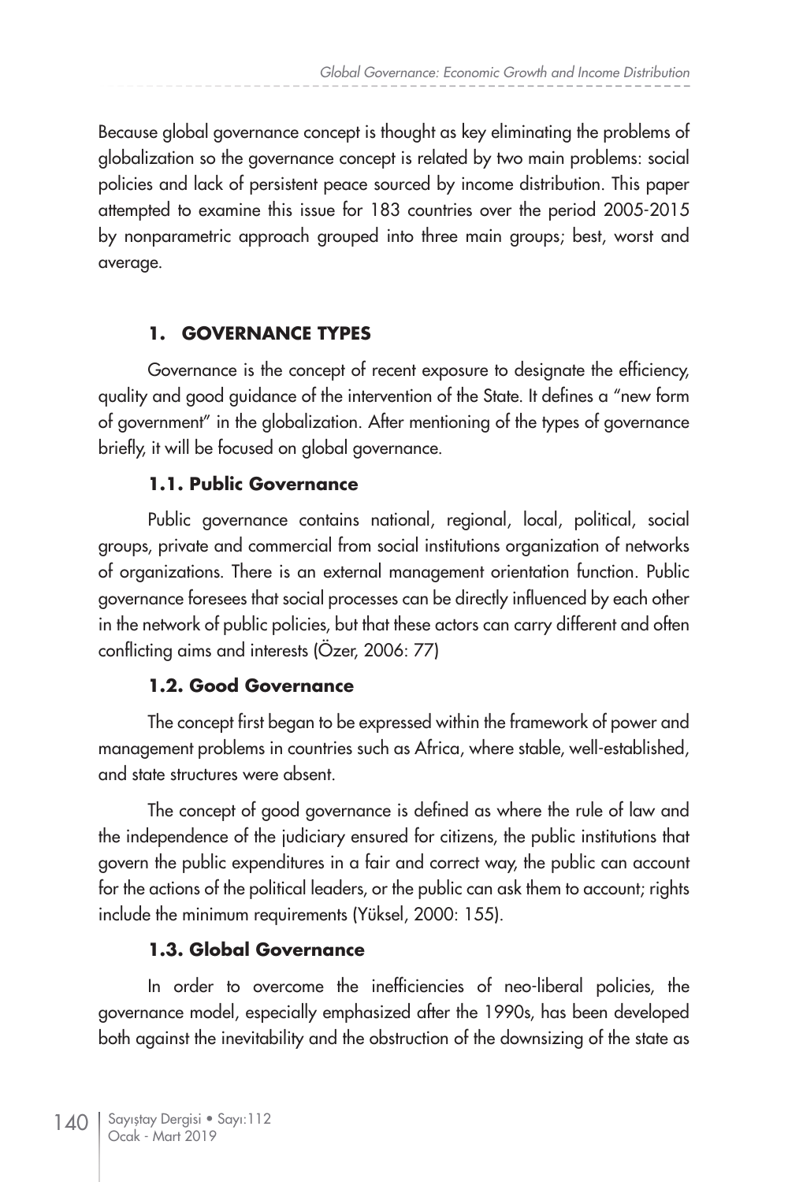Because global governance concept is thought as key eliminating the problems of globalization so the governance concept is related by two main problems: social policies and lack of persistent peace sourced by income distribution. This paper attempted to examine this issue for 183 countries over the period 2005-2015 by nonparametric approach grouped into three main groups; best, worst and average.

## 1. GOVERNANCE TYPES

Governance is the concept of recent exposure to designate the efficiency, quality and good guidance of the intervention of the State. It defines a "new form of government" in the globalization. After mentioning of the types of governance briefly, it will be focused on global governance.

### 1.1. Public Governance

Public governance contains national, regional, local, political, social groups, private and commercial from social institutions organization of networks of organizations. There is an external management orientation function. Public governance foresees that social processes can be directly influenced by each other in the network of public policies, but that these actors can carry different and often conflicting aims and interests (Özer, 2006: 77)

### 1.2. Good Governance

The concept first began to be expressed within the framework of power and management problems in countries such as Africa, where stable, well-established, and state structures were absent.

The concept of good governance is defined as where the rule of law and the independence of the judiciary ensured for citizens, the public institutions that govern the public expenditures in a fair and correct way, the public can account for the actions of the political leaders, or the public can ask them to account; rights include the minimum requirements (Yüksel, 2000: 155).

### 1.3. Global Governance

In order to overcome the inefficiencies of neo-liberal policies, the governance model, especially emphasized after the 1990s, has been developed both against the inevitability and the obstruction of the downsizing of the state as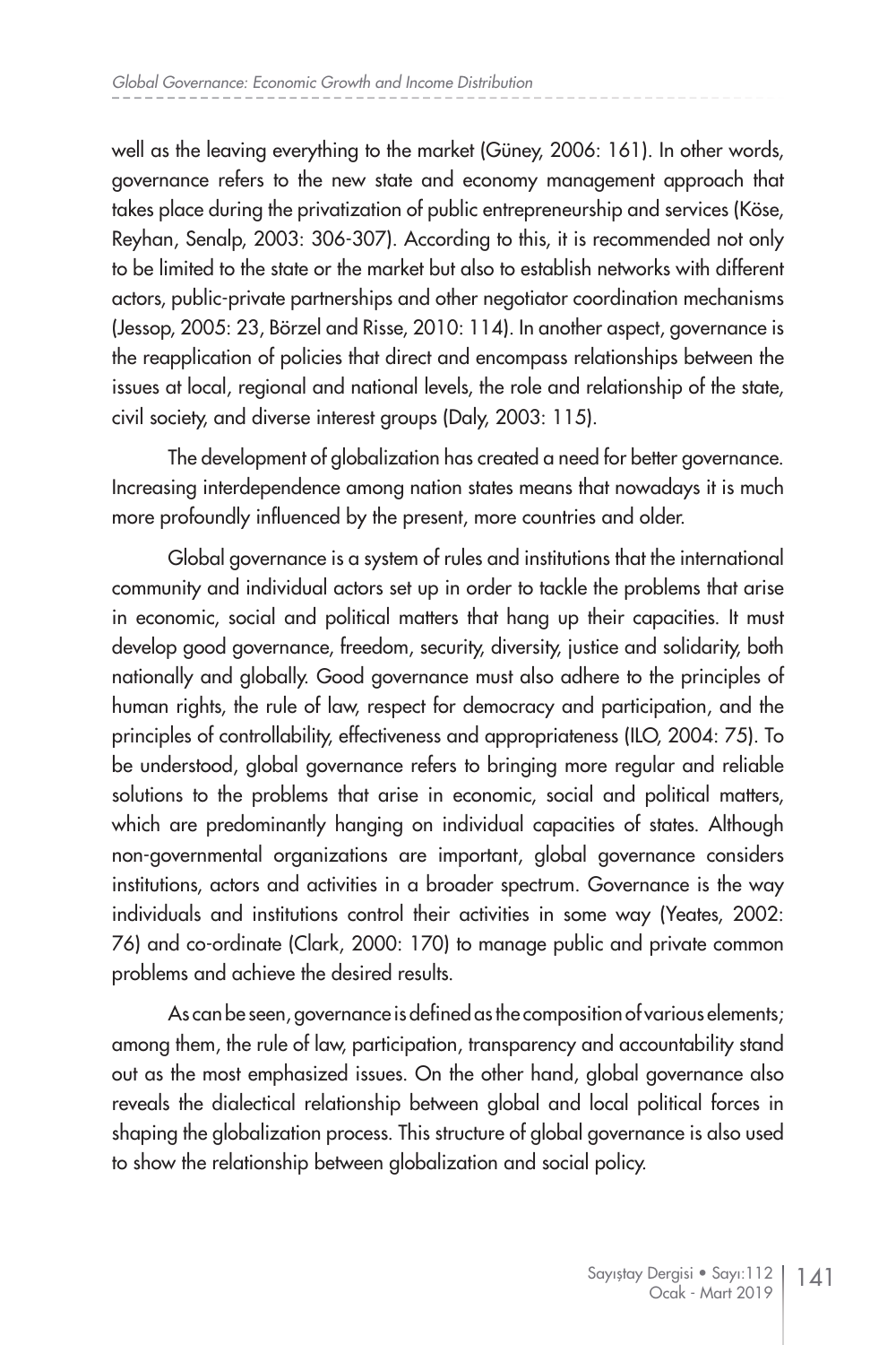well as the leaving everything to the market (Güney, 2006: 161). In other words, governance refers to the new state and economy management approach that takes place during the privatization of public entrepreneurship and services (Köse, Reyhan, Senalp, 2003: 306-307). According to this, it is recommended not only to be limited to the state or the market but also to establish networks with different actors, public-private partnerships and other negotiator coordination mechanisms (Jessop, 2005: 23, Börzel and Risse, 2010: 114). In another aspect, governance is the reapplication of policies that direct and encompass relationships between the issues at local, regional and national levels, the role and relationship of the state, civil society, and diverse interest groups (Daly, 2003: 115).

The development of globalization has created a need for better governance. Increasing interdependence among nation states means that nowadays it is much more profoundly influenced by the present, more countries and older.

Global governance is a system of rules and institutions that the international community and individual actors set up in order to tackle the problems that arise in economic, social and political matters that hang up their capacities. It must develop good governance, freedom, security, diversity, justice and solidarity, both nationally and globally. Good governance must also adhere to the principles of human rights, the rule of law, respect for democracy and participation, and the principles of controllability, effectiveness and appropriateness (ILO, 2004: 75). To be understood, global governance refers to bringing more regular and reliable solutions to the problems that arise in economic, social and political matters, which are predominantly hanging on individual capacities of states. Although non-governmental organizations are important, global governance considers institutions, actors and activities in a broader spectrum. Governance is the way individuals and institutions control their activities in some way (Yeates, 2002: 76) and co-ordinate (Clark, 2000: 170) to manage public and private common problems and achieve the desired results.

As can be seen, governance is defined as the composition of various elements; among them, the rule of law, participation, transparency and accountability stand out as the most emphasized issues. On the other hand, global governance also reveals the dialectical relationship between global and local political forces in shaping the globalization process. This structure of global governance is also used to show the relationship between globalization and social policy.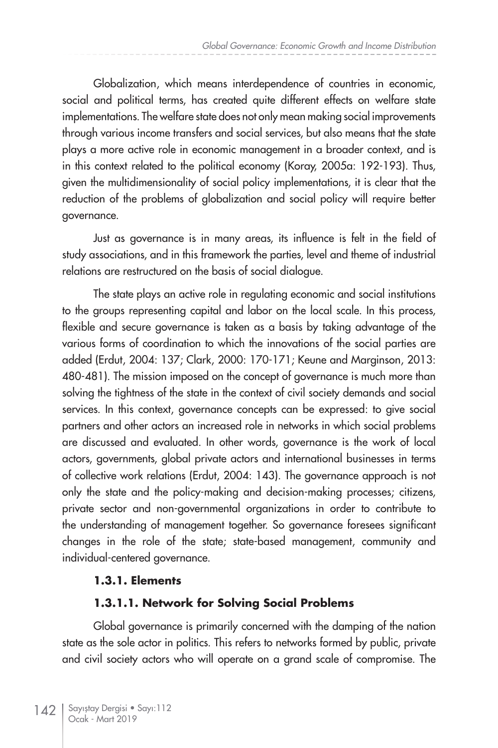Globalization, which means interdependence of countries in economic, social and political terms, has created quite different effects on welfare state implementations. The welfare state does not only mean making social improvements through various income transfers and social services, but also means that the state plays a more active role in economic management in a broader context, and is in this context related to the political economy (Koray, 2005a: 192-193). Thus, given the multidimensionality of social policy implementations, it is clear that the reduction of the problems of globalization and social policy will require better governance.

Just as governance is in many areas, its influence is felt in the field of study associations, and in this framework the parties, level and theme of industrial relations are restructured on the basis of social dialogue.

The state plays an active role in regulating economic and social institutions to the groups representing capital and labor on the local scale. In this process, flexible and secure governance is taken as a basis by taking advantage of the various forms of coordination to which the innovations of the social parties are added (Erdut, 2004: 137; Clark, 2000: 170-171; Keune and Marginson, 2013: 480-481). The mission imposed on the concept of governance is much more than solving the tightness of the state in the context of civil society demands and social services. In this context, governance concepts can be expressed: to give social partners and other actors an increased role in networks in which social problems are discussed and evaluated. In other words, governance is the work of local actors, governments, global private actors and international businesses in terms of collective work relations (Erdut, 2004: 143). The governance approach is not only the state and the policy-making and decision-making processes; citizens, private sector and non-governmental organizations in order to contribute to the understanding of management together. So governance foresees significant changes in the role of the state; state-based management, community and individual-centered governance.

#### 1.3.1. Elements

##### 1.3.1.1. Network for Solving Social Problems

Global governance is primarily concerned with the damping of the nation state as the sole actor in politics. This refers to networks formed by public, private and civil society actors who will operate on a grand scale of compromise. The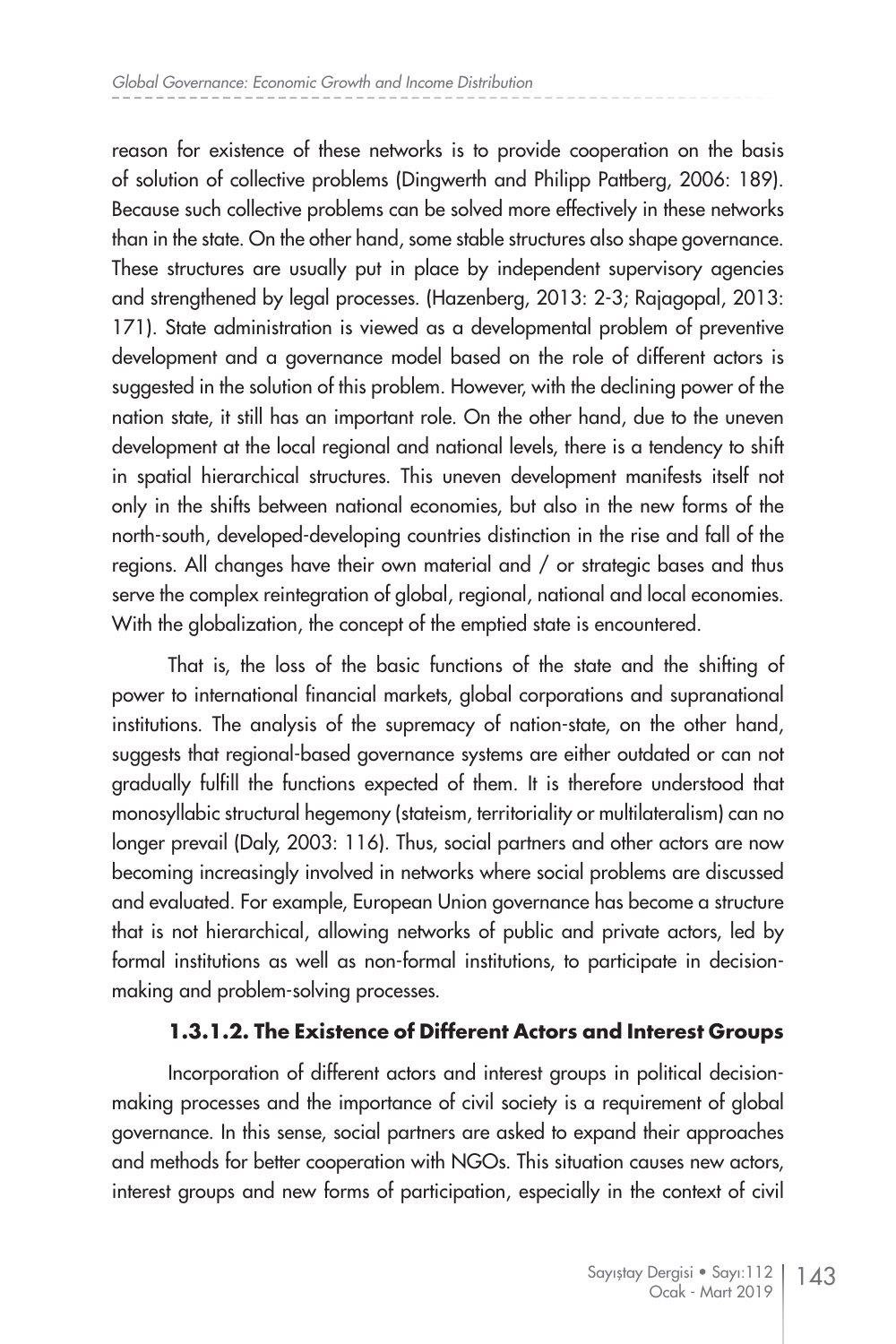reason for existence of these networks is to provide cooperation on the basis of solution of collective problems (Dingwerth and Philipp Pattberg, 2006: 189). Because such collective problems can be solved more effectively in these networks than in the state. On the other hand, some stable structures also shape governance. These structures are usually put in place by independent supervisory agencies and strengthened by legal processes. (Hazenberg, 2013: 2-3; Rajagopal, 2013: 171). State administration is viewed as a developmental problem of preventive development and a governance model based on the role of different actors is suggested in the solution of this problem. However, with the declining power of the nation state, it still has an important role. On the other hand, due to the uneven development at the local regional and national levels, there is a tendency to shift in spatial hierarchical structures. This uneven development manifests itself not only in the shifts between national economies, but also in the new forms of the north-south, developed-developing countries distinction in the rise and fall of the regions. All changes have their own material and / or strategic bases and thus serve the complex reintegration of global, regional, national and local economies. With the globalization, the concept of the emptied state is encountered.

That is, the loss of the basic functions of the state and the shifting of power to international financial markets, global corporations and supranational institutions. The analysis of the supremacy of nation-state, on the other hand, suggests that regional-based governance systems are either outdated or can not gradually fulfill the functions expected of them. It is therefore understood that monosyllabic structural hegemony (stateism, territoriality or multilateralism) can no longer prevail (Daly, 2003: 116). Thus, social partners and other actors are now becoming increasingly involved in networks where social problems are discussed and evaluated. For example, European Union governance has become a structure that is not hierarchical, allowing networks of public and private actors, led by formal institutions as well as non-formal institutions, to participate in decision-making and problem-solving processes.

#### 1.3.1.2. The Existence of Different Actors and Interest Groups

Incorporation of different actors and interest groups in political decision-making processes and the importance of civil society is a requirement of global governance. In this sense, social partners are asked to expand their approaches and methods for better cooperation with NGOs. This situation causes new actors, interest groups and new forms of participation, especially in the context of civil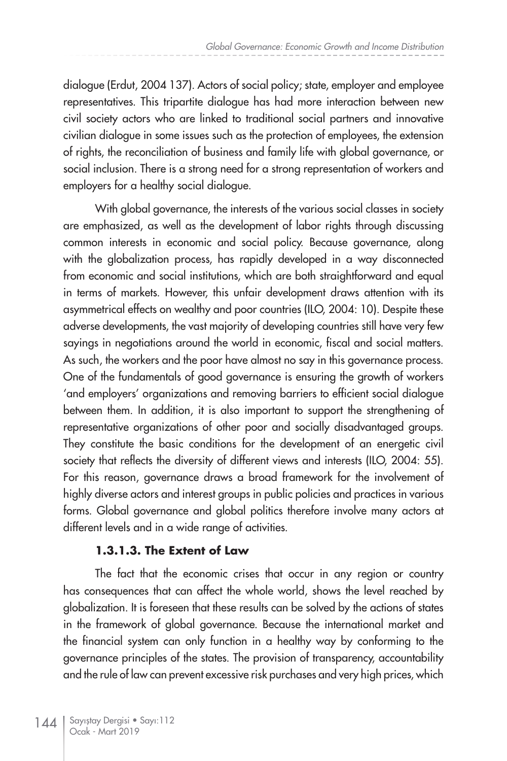dialogue (Erdut, 2004 137). Actors of social policy; state, employer and employee representatives. This tripartite dialogue has had more interaction between new civil society actors who are linked to traditional social partners and innovative civilian dialogue in some issues such as the protection of employees, the extension of rights, the reconciliation of business and family life with global governance, or social inclusion. There is a strong need for a strong representation of workers and employers for a healthy social dialogue.

With global governance, the interests of the various social classes in society are emphasized, as well as the development of labor rights through discussing common interests in economic and social policy. Because governance, along with the globalization process, has rapidly developed in a way disconnected from economic and social institutions, which are both straightforward and equal in terms of markets. However, this unfair development draws attention with its asymmetrical effects on wealthy and poor countries (ILO, 2004: 10). Despite these adverse developments, the vast majority of developing countries still have very few sayings in negotiations around the world in economic, fiscal and social matters. As such, the workers and the poor have almost no say in this governance process. One of the fundamentals of good governance is ensuring the growth of workers 'and employers' organizations and removing barriers to efficient social dialogue between them. In addition, it is also important to support the strengthening of representative organizations of other poor and socially disadvantaged groups. They constitute the basic conditions for the development of an energetic civil society that reflects the diversity of different views and interests (ILO, 2004: 55). For this reason, governance draws a broad framework for the involvement of highly diverse actors and interest groups in public policies and practices in various forms. Global governance and global politics therefore involve many actors at different levels and in a wide range of activities.

#### 1.3.1.3. The Extent of Law

The fact that the economic crises that occur in any region or country has consequences that can affect the whole world, shows the level reached by globalization. It is foreseen that these results can be solved by the actions of states in the framework of global governance. Because the international market and the financial system can only function in a healthy way by conforming to the governance principles of the states. The provision of transparency, accountability and the rule of law can prevent excessive risk purchases and very high prices, which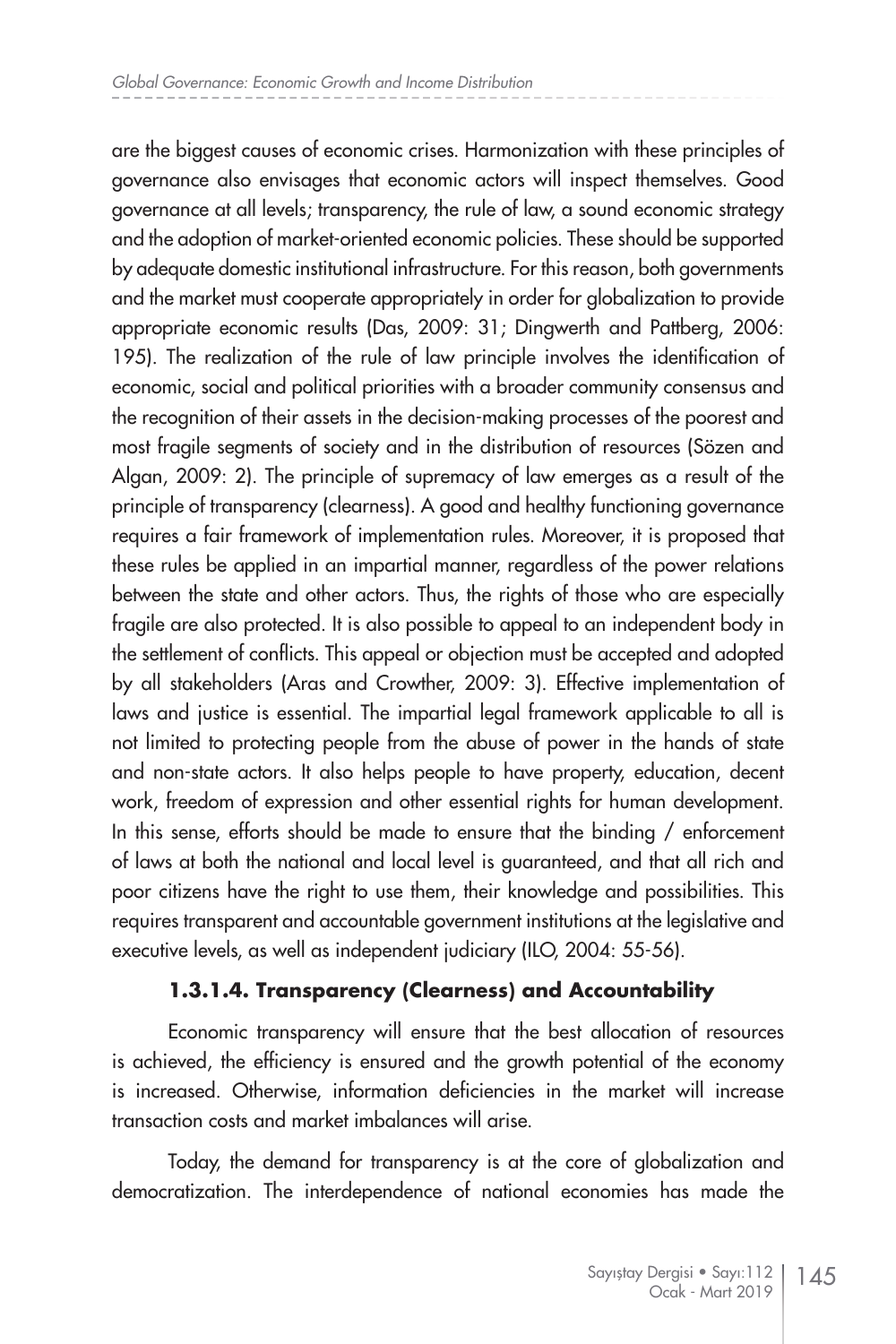are the biggest causes of economic crises. Harmonization with these principles of governance also envisages that economic actors will inspect themselves. Good governance at all levels; transparency, the rule of law, a sound economic strategy and the adoption of market-oriented economic policies. These should be supported by adequate domestic institutional infrastructure. For this reason, both governments and the market must cooperate appropriately in order for globalization to provide appropriate economic results (Das, 2009: 31; Dingwerth and Pattberg, 2006: 195). The realization of the rule of law principle involves the identification of economic, social and political priorities with a broader community consensus and the recognition of their assets in the decision-making processes of the poorest and most fragile segments of society and in the distribution of resources (Sözen and Algan, 2009: 2). The principle of supremacy of law emerges as a result of the principle of transparency (clearness). A good and healthy functioning governance requires a fair framework of implementation rules. Moreover, it is proposed that these rules be applied in an impartial manner, regardless of the power relations between the state and other actors. Thus, the rights of those who are especially fragile are also protected. It is also possible to appeal to an independent body in the settlement of conflicts. This appeal or objection must be accepted and adopted by all stakeholders (Aras and Crowther, 2009: 3). Effective implementation of laws and justice is essential. The impartial legal framework applicable to all is not limited to protecting people from the abuse of power in the hands of state and non-state actors. It also helps people to have property, education, decent work, freedom of expression and other essential rights for human development. In this sense, efforts should be made to ensure that the binding / enforcement of laws at both the national and local level is guaranteed, and that all rich and poor citizens have the right to use them, their knowledge and possibilities. This requires transparent and accountable government institutions at the legislative and executive levels, as well as independent judiciary (ILO, 2004: 55-56).

#### **1.3.1.4. Transparency (Clearness) and Accountability**

Economic transparency will ensure that the best allocation of resources is achieved, the efficiency is ensured and the growth potential of the economy is increased. Otherwise, information deficiencies in the market will increase transaction costs and market imbalances will arise.

Today, the demand for transparency is at the core of globalization and democratization. The interdependence of national economies has made the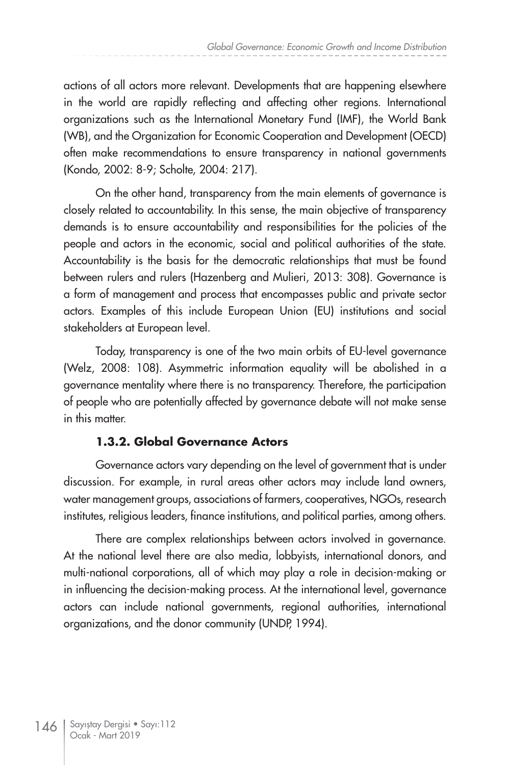actions of all actors more relevant. Developments that are happening elsewhere in the world are rapidly reflecting and affecting other regions. International organizations such as the International Monetary Fund (IMF), the World Bank (WB), and the Organization for Economic Cooperation and Development (OECD) often make recommendations to ensure transparency in national governments (Kondo, 2002: 8-9; Scholte, 2004: 217).

On the other hand, transparency from the main elements of governance is closely related to accountability. In this sense, the main objective of transparency demands is to ensure accountability and responsibilities for the policies of the people and actors in the economic, social and political authorities of the state. Accountability is the basis for the democratic relationships that must be found between rulers and rulers (Hazenberg and Mulieri, 2013: 308). Governance is a form of management and process that encompasses public and private sector actors. Examples of this include European Union (EU) institutions and social stakeholders at European level.

Today, transparency is one of the two main orbits of EU-level governance (Welz, 2008: 108). Asymmetric information equality will be abolished in a governance mentality where there is no transparency. Therefore, the participation of people who are potentially affected by governance debate will not make sense in this matter.

### 1.3.2. Global Governance Actors

Governance actors vary depending on the level of government that is under discussion. For example, in rural areas other actors may include land owners, water management groups, associations of farmers, cooperatives, NGOs, research institutes, religious leaders, finance institutions, and political parties, among others.

There are complex relationships between actors involved in governance. At the national level there are also media, lobbyists, international donors, and multi-national corporations, all of which may play a role in decision-making or in influencing the decision-making process. At the international level, governance actors can include national governments, regional authorities, international organizations, and the donor community (UNDP, 1994).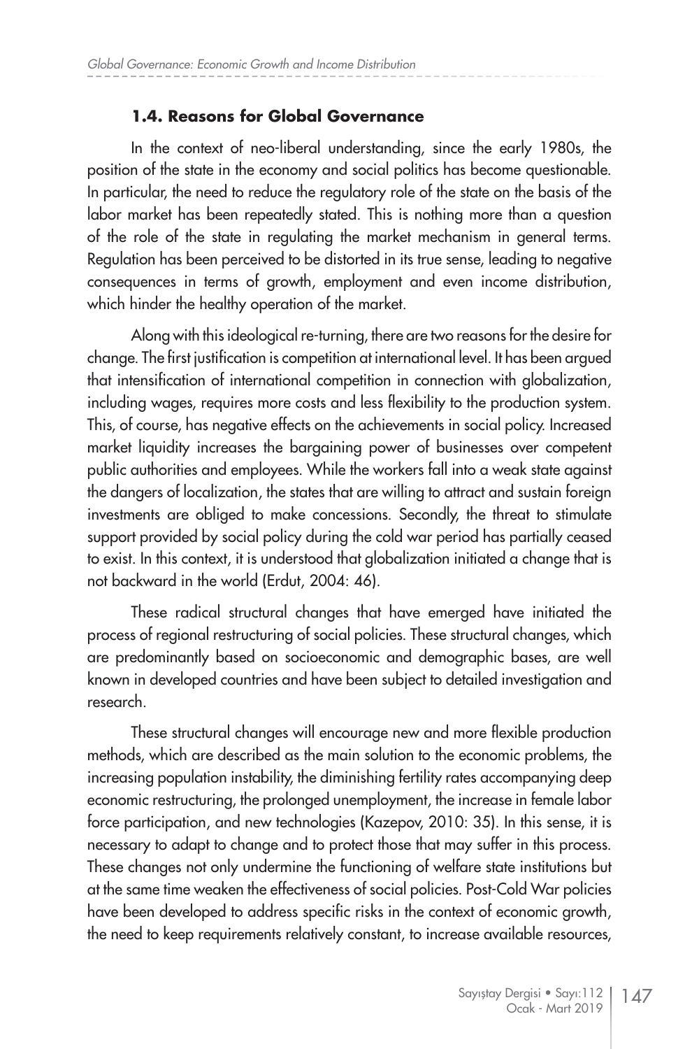### 1.4. Reasons for Global Governance

In the context of neo-liberal understanding, since the early 1980s, the position of the state in the economy and social politics has become questionable. In particular, the need to reduce the regulatory role of the state on the basis of the labor market has been repeatedly stated. This is nothing more than a question of the role of the state in regulating the market mechanism in general terms. Regulation has been perceived to be distorted in its true sense, leading to negative consequences in terms of growth, employment and even income distribution, which hinder the healthy operation of the market.

Along with this ideological re-turning, there are two reasons for the desire for change. The first justification is competition at international level. It has been argued that intensification of international competition in connection with globalization, including wages, requires more costs and less flexibility to the production system. This, of course, has negative effects on the achievements in social policy. Increased market liquidity increases the bargaining power of businesses over competent public authorities and employees. While the workers fall into a weak state against the dangers of localization, the states that are willing to attract and sustain foreign investments are obliged to make concessions. Secondly, the threat to stimulate support provided by social policy during the cold war period has partially ceased to exist. In this context, it is understood that globalization initiated a change that is not backward in the world (Erdut, 2004: 46).

These radical structural changes that have emerged have initiated the process of regional restructuring of social policies. These structural changes, which are predominantly based on socioeconomic and demographic bases, are well known in developed countries and have been subject to detailed investigation and research.

These structural changes will encourage new and more flexible production methods, which are described as the main solution to the economic problems, the increasing population instability, the diminishing fertility rates accompanying deep economic restructuring, the prolonged unemployment, the increase in female labor force participation, and new technologies (Kazepov, 2010: 35). In this sense, it is necessary to adapt to change and to protect those that may suffer in this process. These changes not only undermine the functioning of welfare state institutions but at the same time weaken the effectiveness of social policies. Post-Cold War policies have been developed to address specific risks in the context of economic growth, the need to keep requirements relatively constant, to increase available resources,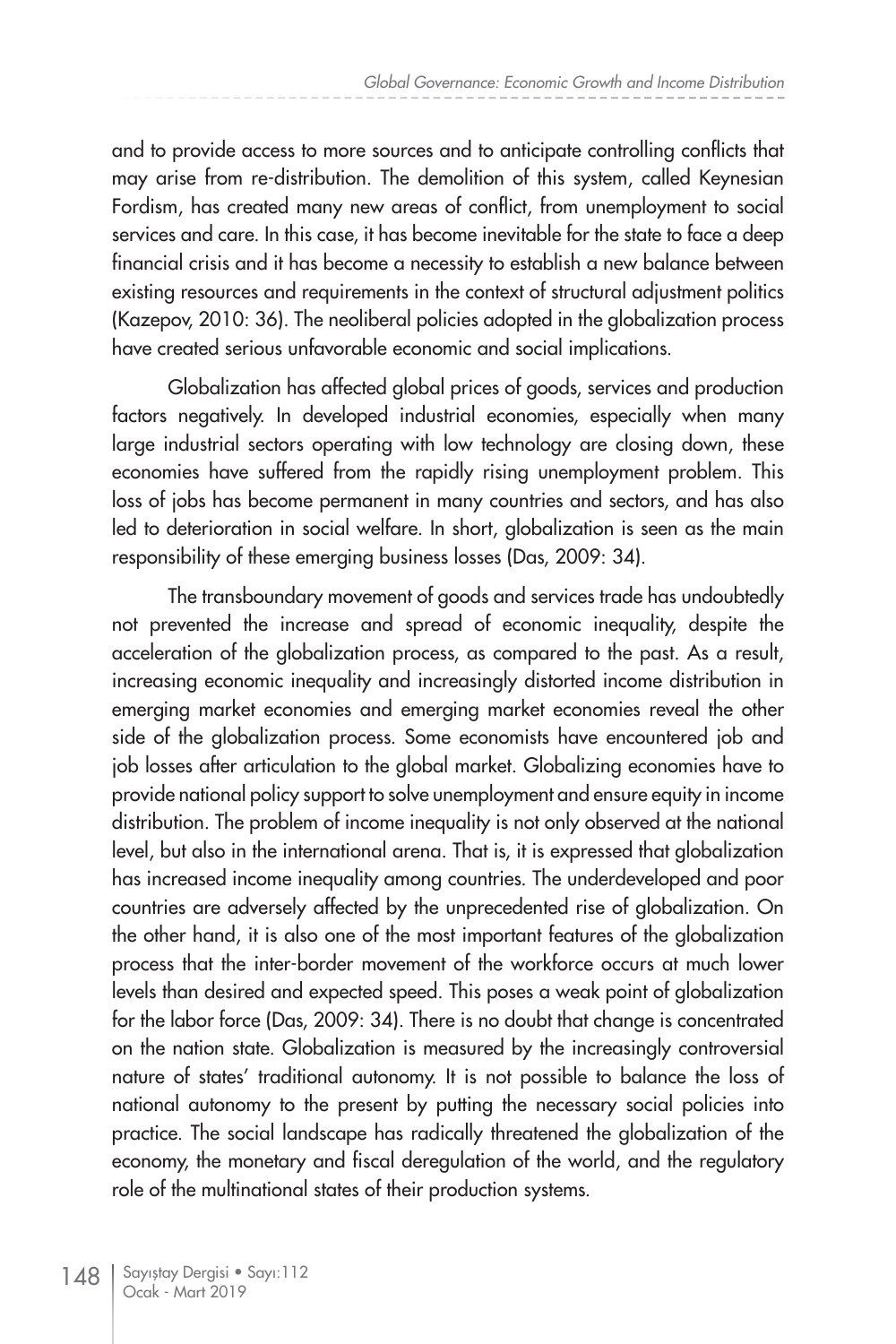and to provide access to more sources and to anticipate controlling conflicts that may arise from re-distribution. The demolition of this system, called Keynesian Fordism, has created many new areas of conflict, from unemployment to social services and care. In this case, it has become inevitable for the state to face a deep financial crisis and it has become a necessity to establish a new balance between existing resources and requirements in the context of structural adjustment politics (Kazepov, 2010: 36). The neoliberal policies adopted in the globalization process have created serious unfavorable economic and social implications.

Globalization has affected global prices of goods, services and production factors negatively. In developed industrial economies, especially when many large industrial sectors operating with low technology are closing down, these economies have suffered from the rapidly rising unemployment problem. This loss of jobs has become permanent in many countries and sectors, and has also led to deterioration in social welfare. In short, globalization is seen as the main responsibility of these emerging business losses (Das, 2009: 34).

The transboundary movement of goods and services trade has undoubtedly not prevented the increase and spread of economic inequality, despite the acceleration of the globalization process, as compared to the past. As a result, increasing economic inequality and increasingly distorted income distribution in emerging market economies and emerging market economies reveal the other side of the globalization process. Some economists have encountered job and job losses after articulation to the global market. Globalizing economies have to provide national policy support to solve unemployment and ensure equity in income distribution. The problem of income inequality is not only observed at the national level, but also in the international arena. That is, it is expressed that globalization has increased income inequality among countries. The underdeveloped and poor countries are adversely affected by the unprecedented rise of globalization. On the other hand, it is also one of the most important features of the globalization process that the inter-border movement of the workforce occurs at much lower levels than desired and expected speed. This poses a weak point of globalization for the labor force (Das, 2009: 34). There is no doubt that change is concentrated on the nation state. Globalization is measured by the increasingly controversial nature of states' traditional autonomy. It is not possible to balance the loss of national autonomy to the present by putting the necessary social policies into practice. The social landscape has radically threatened the globalization of the economy, the monetary and fiscal deregulation of the world, and the regulatory role of the multinational states of their production systems.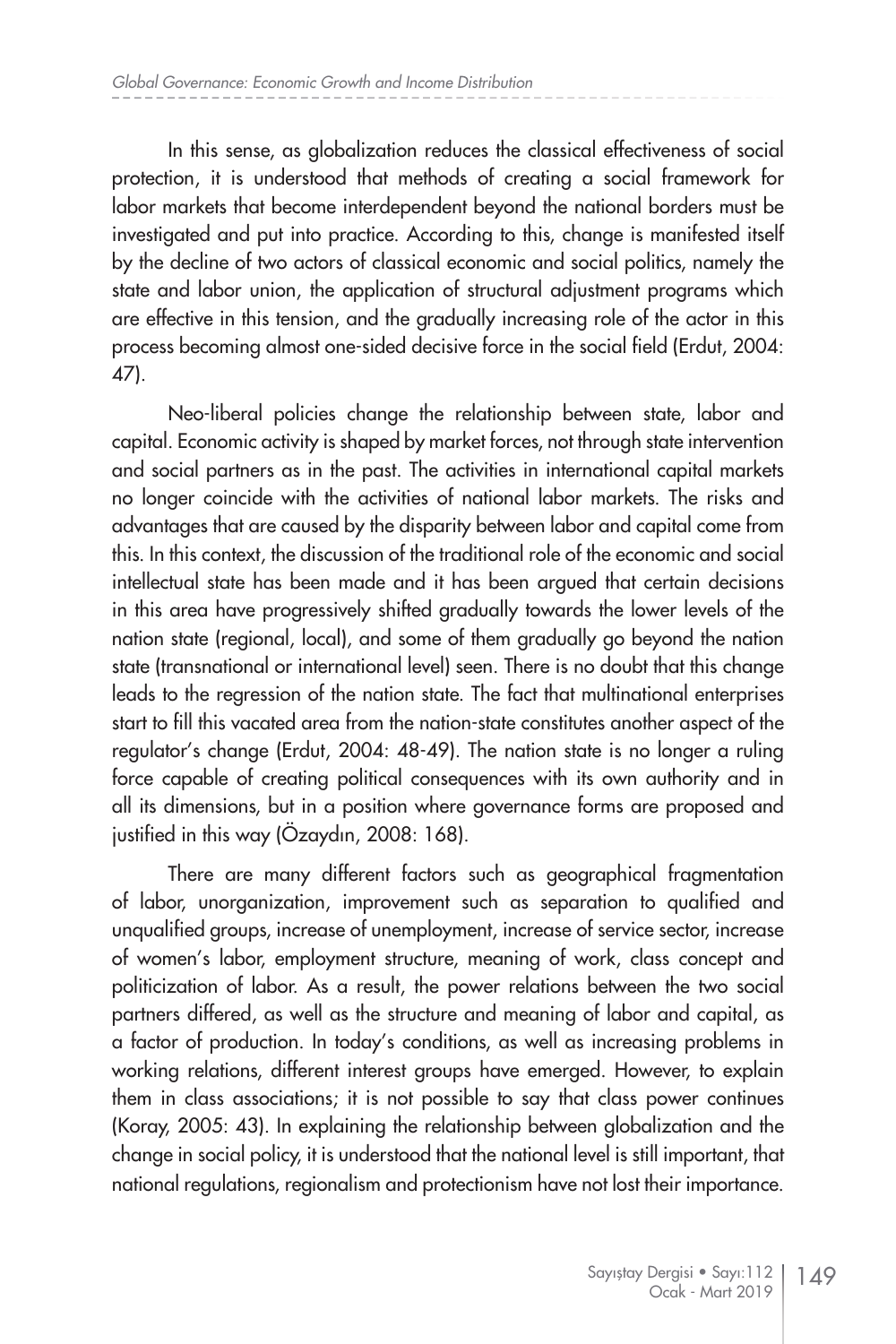In this sense, as globalization reduces the classical effectiveness of social protection, it is understood that methods of creating a social framework for labor markets that become interdependent beyond the national borders must be investigated and put into practice. According to this, change is manifested itself by the decline of two actors of classical economic and social politics, namely the state and labor union, the application of structural adjustment programs which are effective in this tension, and the gradually increasing role of the actor in this process becoming almost one-sided decisive force in the social field (Erdut, 2004: 47).

Neo-liberal policies change the relationship between state, labor and capital. Economic activity is shaped by market forces, not through state intervention and social partners as in the past. The activities in international capital markets no longer coincide with the activities of national labor markets. The risks and advantages that are caused by the disparity between labor and capital come from this. In this context, the discussion of the traditional role of the economic and social intellectual state has been made and it has been argued that certain decisions in this area have progressively shifted gradually towards the lower levels of the nation state (regional, local), and some of them gradually go beyond the nation state (transnational or international level) seen. There is no doubt that this change leads to the regression of the nation state. The fact that multinational enterprises start to fill this vacated area from the nation-state constitutes another aspect of the regulator's change (Erdut, 2004: 48-49). The nation state is no longer a ruling force capable of creating political consequences with its own authority and in all its dimensions, but in a position where governance forms are proposed and justified in this way (Özaydın, 2008: 168).

There are many different factors such as geographical fragmentation of labor, unorganization, improvement such as separation to qualified and unqualified groups, increase of unemployment, increase of service sector, increase of women's labor, employment structure, meaning of work, class concept and politicization of labor. As a result, the power relations between the two social partners differed, as well as the structure and meaning of labor and capital, as a factor of production. In today's conditions, as well as increasing problems in working relations, different interest groups have emerged. However, to explain them in class associations; it is not possible to say that class power continues (Koray, 2005: 43). In explaining the relationship between globalization and the change in social policy, it is understood that the national level is still important, that national regulations, regionalism and protectionism have not lost their importance.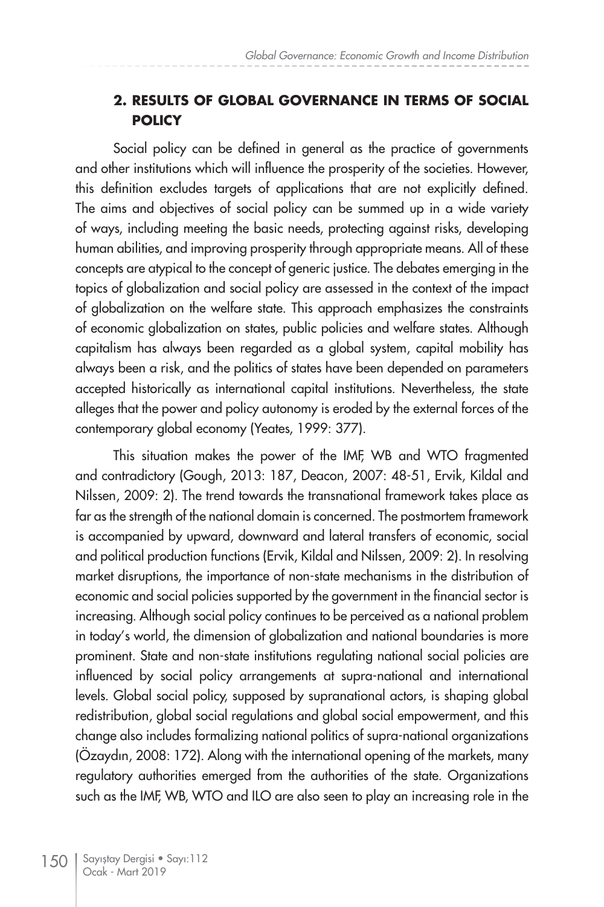## 2. RESULTS OF GLOBAL GOVERNANCE IN TERMS OF SOCIAL POLICY

Social policy can be defined in general as the practice of governments and other institutions which will influence the prosperity of the societies. However, this definition excludes targets of applications that are not explicitly defined. The aims and objectives of social policy can be summed up in a wide variety of ways, including meeting the basic needs, protecting against risks, developing human abilities, and improving prosperity through appropriate means. All of these concepts are atypical to the concept of generic justice. The debates emerging in the topics of globalization and social policy are assessed in the context of the impact of globalization on the welfare state. This approach emphasizes the constraints of economic globalization on states, public policies and welfare states. Although capitalism has always been regarded as a global system, capital mobility has always been a risk, and the politics of states have been depended on parameters accepted historically as international capital institutions. Nevertheless, the state alleges that the power and policy autonomy is eroded by the external forces of the contemporary global economy (Yeates, 1999: 377).

This situation makes the power of the IMF, WB and WTO fragmented and contradictory (Gough, 2013: 187, Deacon, 2007: 48-51, Ervik, Kildal and Nilssen, 2009: 2). The trend towards the transnational framework takes place as far as the strength of the national domain is concerned. The postmortem framework is accompanied by upward, downward and lateral transfers of economic, social and political production functions (Ervik, Kildal and Nilssen, 2009: 2). In resolving market disruptions, the importance of non-state mechanisms in the distribution of economic and social policies supported by the government in the financial sector is increasing. Although social policy continues to be perceived as a national problem in today's world, the dimension of globalization and national boundaries is more prominent. State and non-state institutions regulating national social policies are influenced by social policy arrangements at supra-national and international levels. Global social policy, supposed by supranational actors, is shaping global redistribution, global social regulations and global social empowerment, and this change also includes formalizing national politics of supra-national organizations (Özaydın, 2008: 172). Along with the international opening of the markets, many regulatory authorities emerged from the authorities of the state. Organizations such as the IMF, WB, WTO and ILO are also seen to play an increasing role in the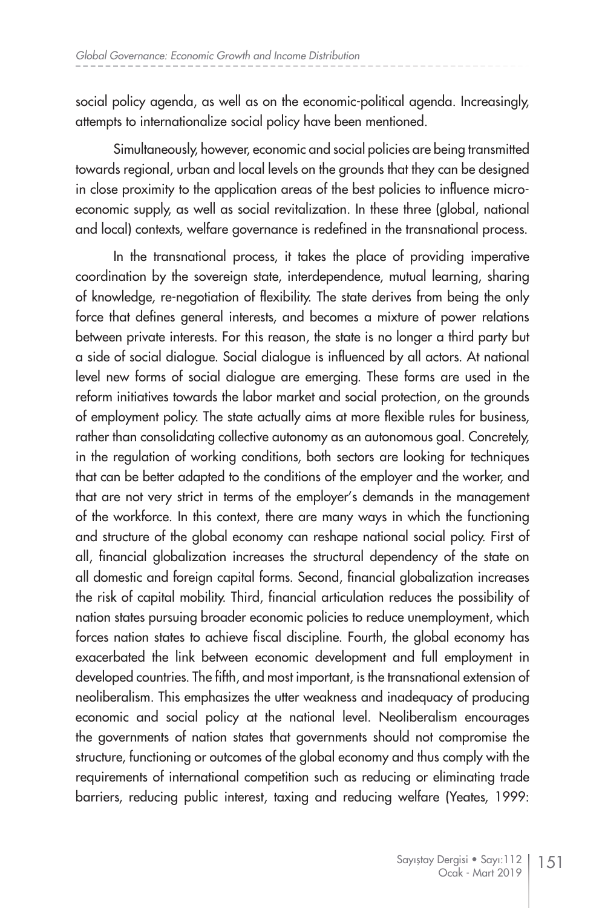social policy agenda, as well as on the economic-political agenda. Increasingly, attempts to internationalize social policy have been mentioned.

Simultaneously, however, economic and social policies are being transmitted towards regional, urban and local levels on the grounds that they can be designed in close proximity to the application areas of the best policies to influence micro-economic supply, as well as social revitalization. In these three (global, national and local) contexts, welfare governance is redefined in the transnational process.

In the transnational process, it takes the place of providing imperative coordination by the sovereign state, interdependence, mutual learning, sharing of knowledge, re-negotiation of flexibility. The state derives from being the only force that defines general interests, and becomes a mixture of power relations between private interests. For this reason, the state is no longer a third party but a side of social dialogue. Social dialogue is influenced by all actors. At national level new forms of social dialogue are emerging. These forms are used in the reform initiatives towards the labor market and social protection, on the grounds of employment policy. The state actually aims at more flexible rules for business, rather than consolidating collective autonomy as an autonomous goal. Concretely, in the regulation of working conditions, both sectors are looking for techniques that can be better adapted to the conditions of the employer and the worker, and that are not very strict in terms of the employer's demands in the management of the workforce. In this context, there are many ways in which the functioning and structure of the global economy can reshape national social policy. First of all, financial globalization increases the structural dependency of the state on all domestic and foreign capital forms. Second, financial globalization increases the risk of capital mobility. Third, financial articulation reduces the possibility of nation states pursuing broader economic policies to reduce unemployment, which forces nation states to achieve fiscal discipline. Fourth, the global economy has exacerbated the link between economic development and full employment in developed countries. The fifth, and most important, is the transnational extension of neoliberalism. This emphasizes the utter weakness and inadequacy of producing economic and social policy at the national level. Neoliberalism encourages the governments of nation states that governments should not compromise the structure, functioning or outcomes of the global economy and thus comply with the requirements of international competition such as reducing or eliminating trade barriers, reducing public interest, taxing and reducing welfare (Yeates, 1999: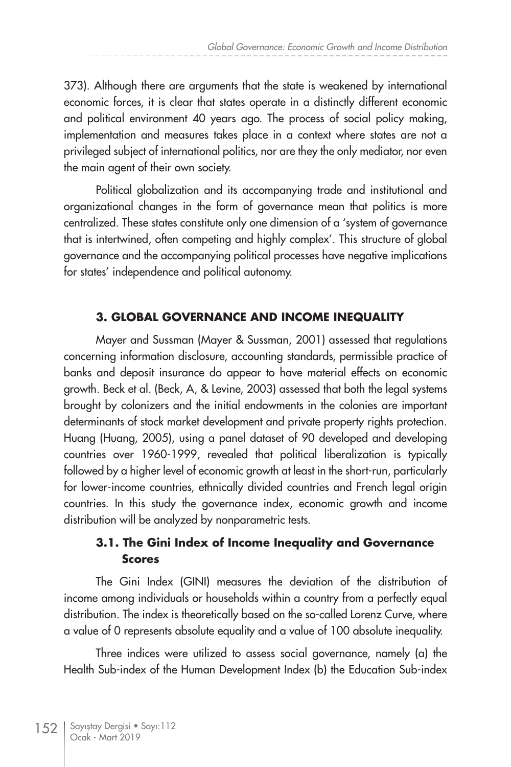373). Although there are arguments that the state is weakened by international economic forces, it is clear that states operate in a distinctly different economic and political environment 40 years ago. The process of social policy making, implementation and measures takes place in a context where states are not a privileged subject of international politics, nor are they the only mediator, nor even the main agent of their own society.

Political globalization and its accompanying trade and institutional and organizational changes in the form of governance mean that politics is more centralized. These states constitute only one dimension of a 'system of governance that is intertwined, often competing and highly complex'. This structure of global governance and the accompanying political processes have negative implications for states' independence and political autonomy.

## 3. GLOBAL GOVERNANCE AND INCOME INEQUALITY

Mayer and Sussman (Mayer & Sussman, 2001) assessed that regulations concerning information disclosure, accounting standards, permissible practice of banks and deposit insurance do appear to have material effects on economic growth. Beck et al. (Beck, A, & Levine, 2003) assessed that both the legal systems brought by colonizers and the initial endowments in the colonies are important determinants of stock market development and private property rights protection. Huang (Huang, 2005), using a panel dataset of 90 developed and developing countries over 1960-1999, revealed that political liberalization is typically followed by a higher level of economic growth at least in the short-run, particularly for lower-income countries, ethnically divided countries and French legal origin countries. In this study the governance index, economic growth and income distribution will be analyzed by nonparametric tests.

### 3.1. The Gini Index of Income Inequality and Governance Scores

The Gini Index (GINI) measures the deviation of the distribution of income among individuals or households within a country from a perfectly equal distribution. The index is theoretically based on the so-called Lorenz Curve, where a value of 0 represents absolute equality and a value of 100 absolute inequality.

Three indices were utilized to assess social governance, namely (a) the Health Sub-index of the Human Development Index (b) the Education Sub-index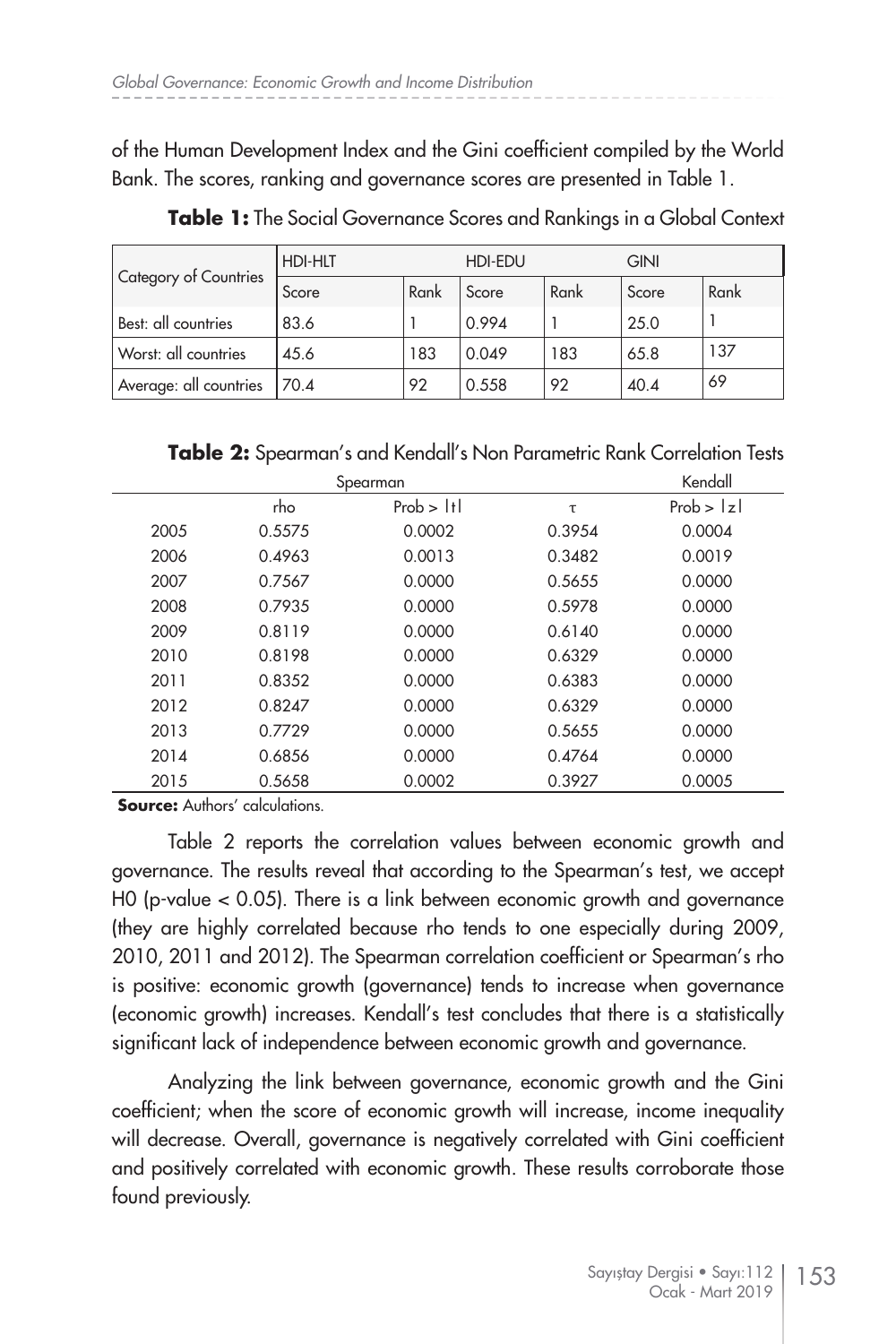of the Human Development Index and the Gini coefficient compiled by the World Bank. The scores, ranking and governance scores are presented in Table 1.

**Table 1:** The Social Governance Scores and Rankings in a Global Context

| Category of Countries | HDI-HLT | | HDI-EDU | | GINI | |
|---|---|---|---|---|---|---|
| | Score | Rank | Score | Rank | Score | Rank |
| Best: all countries | 83.6 | 1 | 0.994 | 1 | 25.0 | 1 |
| Worst: all countries | 45.6 | 183 | 0.049 | 183 | 65.8 | 137 |
| Average: all countries | 70.4 | 92 | 0.558 | 92 | 40.4 | 69 |

**Table 2:** Spearman's and Kendall's Non Parametric Rank Correlation Tests

| | Spearman | | Kendall | |
|---|---|---|---|---|
| | rho | Prob > \|t\| | $\tau$ | Prob > \|z\| |
| 2005 | 0.5575 | 0.0002 | 0.3954 | 0.0004 |
| 2006 | 0.4963 | 0.0013 | 0.3482 | 0.0019 |
| 2007 | 0.7567 | 0.0000 | 0.5655 | 0.0000 |
| 2008 | 0.7935 | 0.0000 | 0.5978 | 0.0000 |
| 2009 | 0.8119 | 0.0000 | 0.6140 | 0.0000 |
| 2010 | 0.8198 | 0.0000 | 0.6329 | 0.0000 |
| 2011 | 0.8352 | 0.0000 | 0.6383 | 0.0000 |
| 2012 | 0.8247 | 0.0000 | 0.6329 | 0.0000 |
| 2013 | 0.7729 | 0.0000 | 0.5655 | 0.0000 |
| 2014 | 0.6856 | 0.0000 | 0.4764 | 0.0000 |
| 2015 | 0.5658 | 0.0002 | 0.3927 | 0.0005 |

**Source:** Authors' calculations.

Table 2 reports the correlation values between economic growth and governance. The results reveal that according to the Spearman's test, we accept H0 (p-value < 0.05). There is a link between economic growth and governance (they are highly correlated because rho tends to one especially during 2009, 2010, 2011 and 2012). The Spearman correlation coefficient or Spearman's rho is positive: economic growth (governance) tends to increase when governance (economic growth) increases. Kendall's test concludes that there is a statistically significant lack of independence between economic growth and governance.

Analyzing the link between governance, economic growth and the Gini coefficient; when the score of economic growth will increase, income inequality will decrease. Overall, governance is negatively correlated with Gini coefficient and positively correlated with economic growth. These results corroborate those found previously.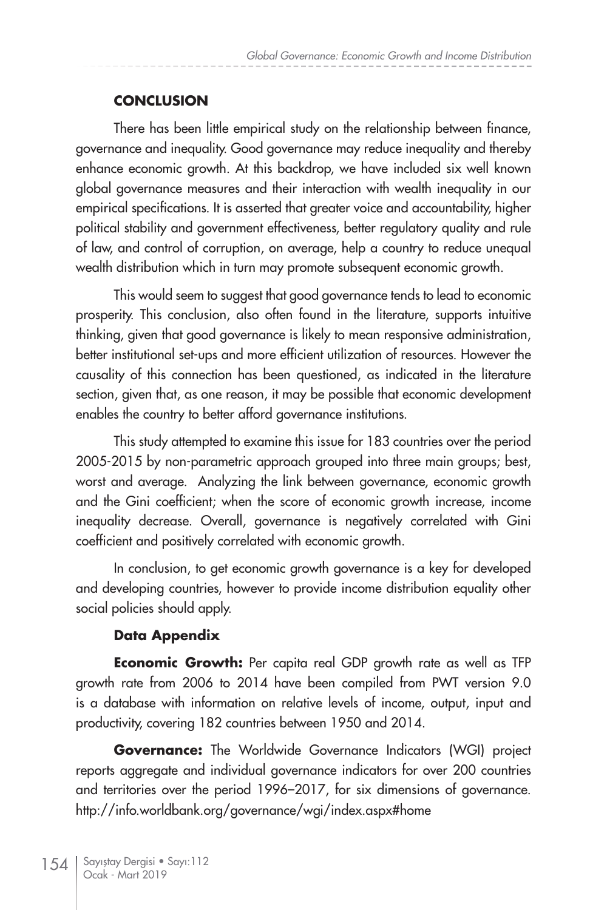## CONCLUSION

There has been little empirical study on the relationship between finance, governance and inequality. Good governance may reduce inequality and thereby enhance economic growth. At this backdrop, we have included six well known global governance measures and their interaction with wealth inequality in our empirical specifications. It is asserted that greater voice and accountability, higher political stability and government effectiveness, better regulatory quality and rule of law, and control of corruption, on average, help a country to reduce unequal wealth distribution which in turn may promote subsequent economic growth.

This would seem to suggest that good governance tends to lead to economic prosperity. This conclusion, also often found in the literature, supports intuitive thinking, given that good governance is likely to mean responsive administration, better institutional set-ups and more efficient utilization of resources. However the causality of this connection has been questioned, as indicated in the literature section, given that, as one reason, it may be possible that economic development enables the country to better afford governance institutions.

This study attempted to examine this issue for 183 countries over the period 2005-2015 by non-parametric approach grouped into three main groups; best, worst and average. Analyzing the link between governance, economic growth and the Gini coefficient; when the score of economic growth increase, income inequality decrease. Overall, governance is negatively correlated with Gini coefficient and positively correlated with economic growth.

In conclusion, to get economic growth governance is a key for developed and developing countries, however to provide income distribution equality other social policies should apply.

### Data Appendix

**Economic Growth:** Per capita real GDP growth rate as well as TFP growth rate from 2006 to 2014 have been compiled from PWT version 9.0 is a database with information on relative levels of income, output, input and productivity, covering 182 countries between 1950 and 2014.

**Governance:** The Worldwide Governance Indicators (WGI) project reports aggregate and individual governance indicators for over 200 countries and territories over the period 1996–2017, for six dimensions of governance. http://info.worldbank.org/governance/wgi/index.aspx#home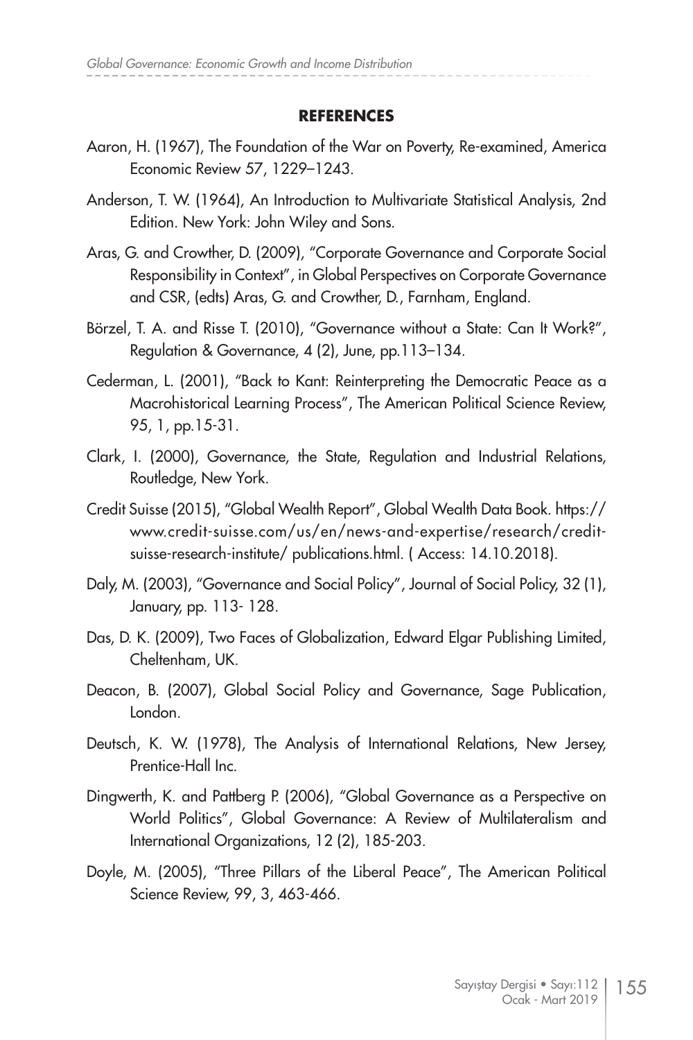## REFERENCES

Aaron, H. (1967), The Foundation of the War on Poverty, Re-examined, America Economic Review 57, 1229–1243.

Anderson, T. W. (1964), An Introduction to Multivariate Statistical Analysis, 2nd Edition. New York: John Wiley and Sons.

Aras, G. and Crowther, D. (2009), "Corporate Governance and Corporate Social Responsibility in Context", in Global Perspectives on Corporate Governance and CSR, (edts) Aras, G. and Crowther, D., Farnham, England.

Börzel, T. A. and Risse T. (2010), "Governance without a State: Can It Work?", Regulation & Governance, 4 (2), June, pp.113–134.

Cederman, L. (2001), "Back to Kant: Reinterpreting the Democratic Peace as a Macrohistorical Learning Process", The American Political Science Review, 95, 1, pp.15-31.

Clark, I. (2000), Governance, the State, Regulation and Industrial Relations, Routledge, New York.

Credit Suisse (2015), "Global Wealth Report", Global Wealth Data Book. https://www.credit-suisse.com/us/en/news-and-expertise/research/credit-suisse-research-institute/ publications.html. ( Access: 14.10.2018).

Daly, M. (2003), "Governance and Social Policy", Journal of Social Policy, 32 (1), January, pp. 113- 128.

Das, D. K. (2009), Two Faces of Globalization, Edward Elgar Publishing Limited, Cheltenham, UK.

Deacon, B. (2007), Global Social Policy and Governance, Sage Publication, London.

Deutsch, K. W. (1978), The Analysis of International Relations, New Jersey, Prentice-Hall Inc.

Dingwerth, K. and Pattberg P. (2006), "Global Governance as a Perspective on World Politics", Global Governance: A Review of Multilateralism and International Organizations, 12 (2), 185-203.

Doyle, M. (2005), "Three Pillars of the Liberal Peace", The American Political Science Review, 99, 3, 463-466.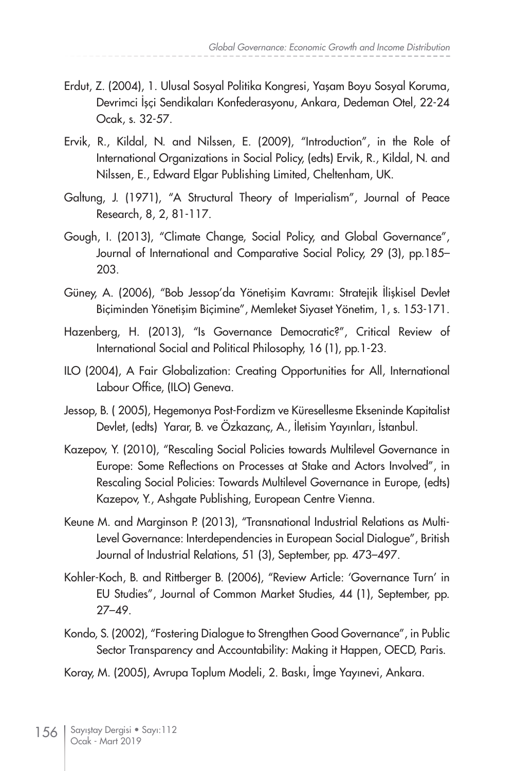Erdut, Z. (2004), 1. Ulusal Sosyal Politika Kongresi, Yaşam Boyu Sosyal Koruma, Devrimci İşçi Sendikaları Konfederasyonu, Ankara, Dedeman Otel, 22-24 Ocak, s. 32-57.

Ervik, R., Kildal, N. and Nilssen, E. (2009), "Introduction", in the Role of International Organizations in Social Policy, (edts) Ervik, R., Kildal, N. and Nilssen, E., Edward Elgar Publishing Limited, Cheltenham, UK.

Galtung, J. (1971), "A Structural Theory of Imperialism", Journal of Peace Research, 8, 2, 81-117.

Gough, I. (2013), "Climate Change, Social Policy, and Global Governance", Journal of International and Comparative Social Policy, 29 (3), pp.185–203.

Güney, A. (2006), "Bob Jessop'da Yönetişim Kavramı: Stratejik İlişkisel Devlet Biçiminden Yönetişim Biçimine", Memleket Siyaset Yönetim, 1, s. 153-171.

Hazenberg, H. (2013), "Is Governance Democratic?", Critical Review of International Social and Political Philosophy, 16 (1), pp.1-23.

ILO (2004), A Fair Globalization: Creating Opportunities for All, International Labour Office, (ILO) Geneva.

Jessop, B. ( 2005), Hegemonya Post-Fordizm ve Küresellesme Ekseninde Kapitalist Devlet, (edts) Yarar, B. ve Özkazanç, A., İletisim Yayınları, İstanbul.

Kazepov, Y. (2010), "Rescaling Social Policies towards Multilevel Governance in Europe: Some Reflections on Processes at Stake and Actors Involved", in Rescaling Social Policies: Towards Multilevel Governance in Europe, (edts) Kazepov, Y., Ashgate Publishing, European Centre Vienna.

Keune M. and Marginson P. (2013), "Transnational Industrial Relations as Multi-Level Governance: Interdependencies in European Social Dialogue", British Journal of Industrial Relations, 51 (3), September, pp. 473–497.

Kohler-Koch, B. and Rittberger B. (2006), "Review Article: 'Governance Turn' in EU Studies", Journal of Common Market Studies, 44 (1), September, pp. 27–49.

Kondo, S. (2002), "Fostering Dialogue to Strengthen Good Governance", in Public Sector Transparency and Accountability: Making it Happen, OECD, Paris.

Koray, M. (2005), Avrupa Toplum Modeli, 2. Baskı, İmge Yayınevi, Ankara.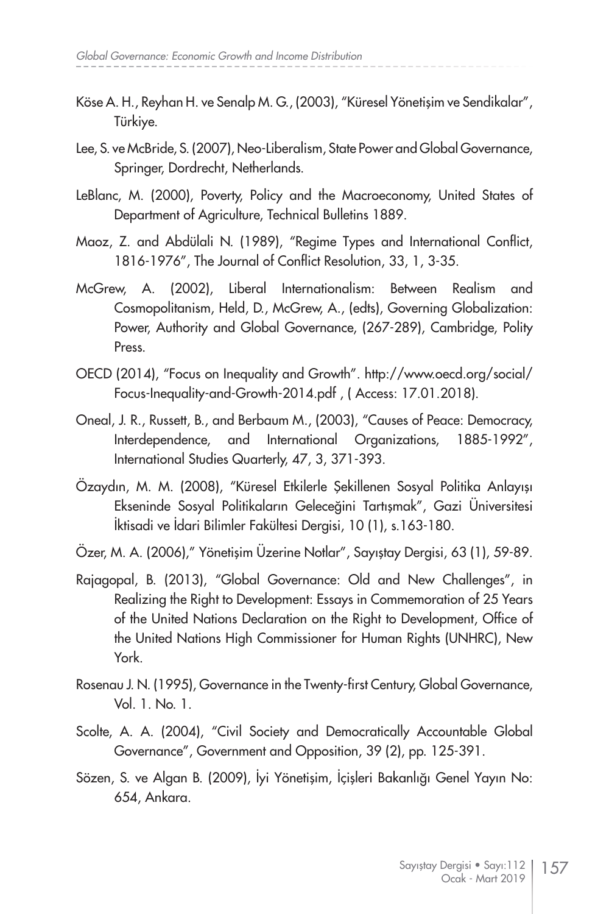Köse A. H., Reyhan H. ve Senalp M. G., (2003), "Küresel Yönetişim ve Sendikalar", Türkiye.

Lee, S. ve McBride, S. (2007), Neo-Liberalism, State Power and Global Governance, Springer, Dordrecht, Netherlands.

LeBlanc, M. (2000), Poverty, Policy and the Macroeconomy, United States of Department of Agriculture, Technical Bulletins 1889.

Maoz, Z. and Abdülali N. (1989), "Regime Types and International Conflict, 1816-1976", The Journal of Conflict Resolution, 33, 1, 3-35.

McGrew, A. (2002), Liberal Internationalism: Between Realism and Cosmopolitanism, Held, D., McGrew, A., (edts), Governing Globalization: Power, Authority and Global Governance, (267-289), Cambridge, Polity Press.

OECD (2014), "Focus on Inequality and Growth". http://www.oecd.org/social/Focus-Inequality-and-Growth-2014.pdf , ( Access: 17.01.2018).

Oneal, J. R., Russett, B., and Berbaum M., (2003), "Causes of Peace: Democracy, Interdependence, and International Organizations, 1885-1992", International Studies Quarterly, 47, 3, 371-393.

Özaydın, M. M. (2008), "Küresel Etkilerle Şekillenen Sosyal Politika Anlayışı Ekseninde Sosyal Politikaların Geleceğini Tartışmak", Gazi Üniversitesi İktisadi ve İdari Bilimler Fakültesi Dergisi, 10 (1), s.163-180.

Özer, M. A. (2006)," Yönetişim Üzerine Notlar", Sayıştay Dergisi, 63 (1), 59-89.

Rajagopal, B. (2013), "Global Governance: Old and New Challenges", in Realizing the Right to Development: Essays in Commemoration of 25 Years of the United Nations Declaration on the Right to Development, Office of the United Nations High Commissioner for Human Rights (UNHRC), New York.

Rosenau J. N. (1995), Governance in the Twenty-first Century, Global Governance, Vol. 1. No. 1.

Scolte, A. A. (2004), "Civil Society and Democratically Accountable Global Governance", Government and Opposition, 39 (2), pp. 125-391.

Sözen, S. ve Algan B. (2009), İyi Yönetişim, İçişleri Bakanlığı Genel Yayın No: 654, Ankara.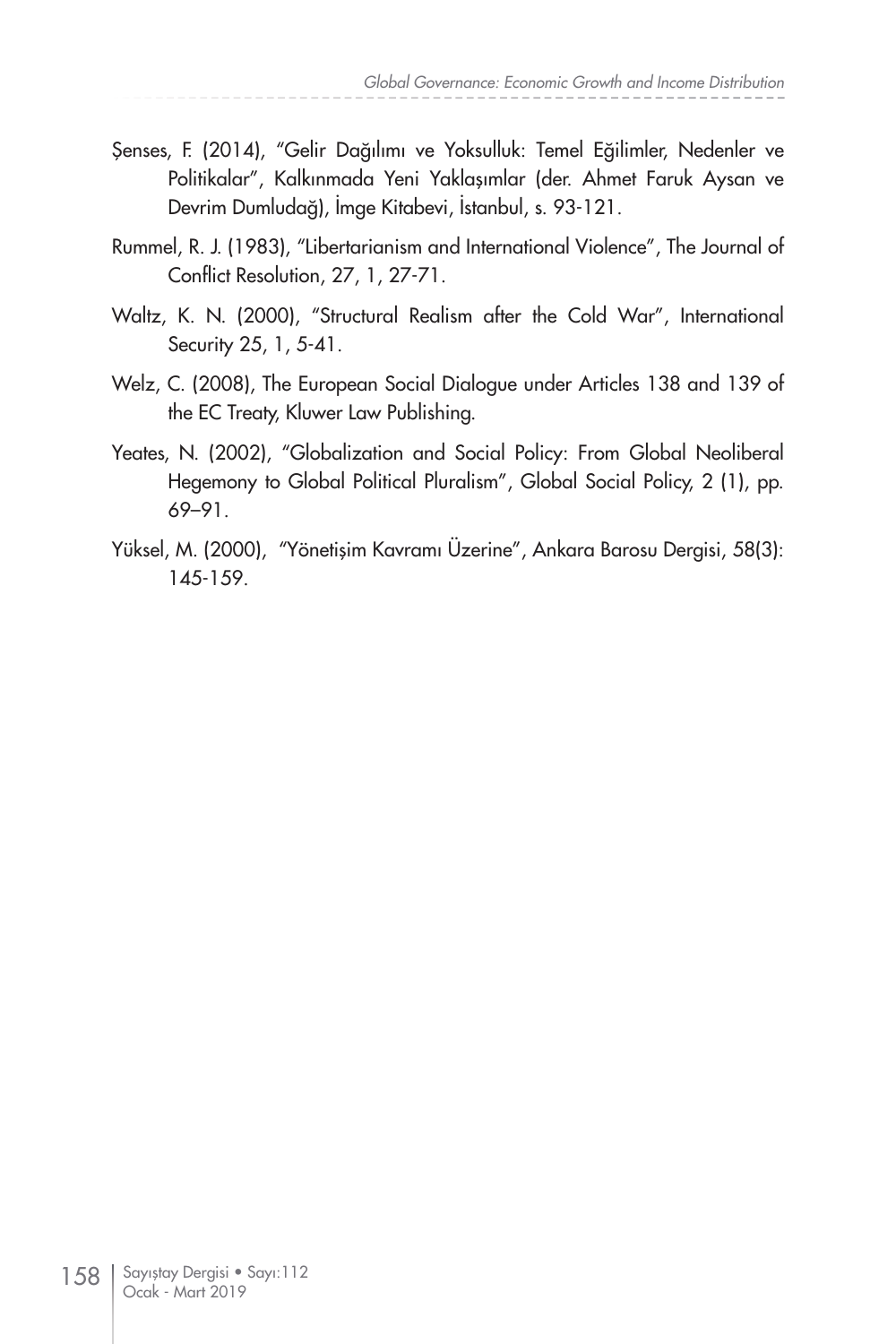Şenses, F. (2014), "Gelir Dağılımı ve Yoksulluk: Temel Eğilimler, Nedenler ve Politikalar", Kalkınmada Yeni Yaklaşımlar (der. Ahmet Faruk Aysan ve Devrim Dumludağ), İmge Kitabevi, İstanbul, s. 93-121.

Rummel, R. J. (1983), "Libertarianism and International Violence", The Journal of Conflict Resolution, 27, 1, 27-71.

Waltz, K. N. (2000), "Structural Realism after the Cold War", International Security 25, 1, 5-41.

Welz, C. (2008), The European Social Dialogue under Articles 138 and 139 of the EC Treaty, Kluwer Law Publishing.

Yeates, N. (2002), "Globalization and Social Policy: From Global Neoliberal Hegemony to Global Political Pluralism", Global Social Policy, 2 (1), pp. 69–91.

Yüksel, M. (2000), "Yönetişim Kavramı Üzerine", Ankara Barosu Dergisi, 58(3): 145-159.